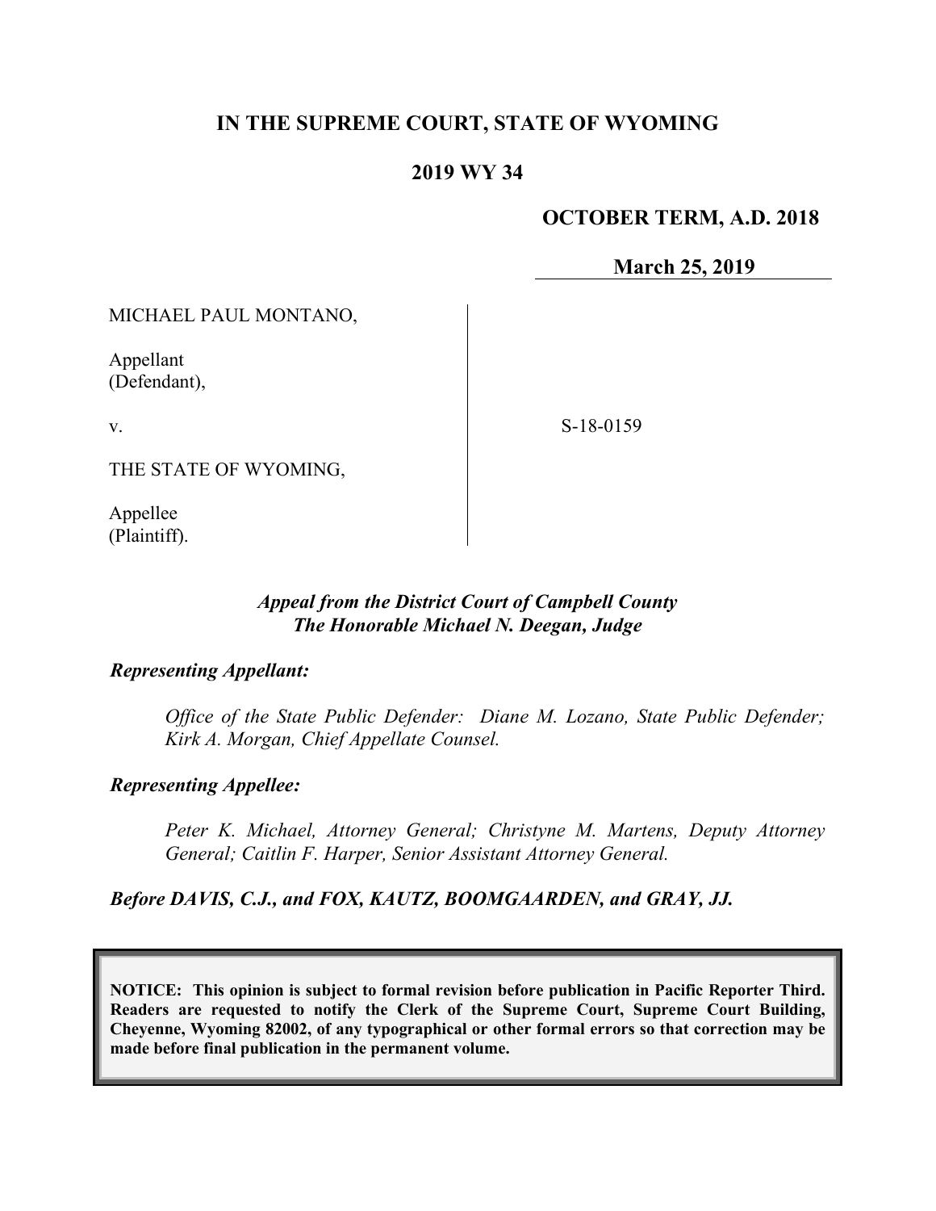# IN THE SUPREME COURT, STATE OF WYOMING

## 2019 WY 34

**OCTOBER TERM, A.D. 2018**

**March 25, 2019**

| | |
|---|---|
| MICHAEL PAUL MONTANO,<br><br>Appellant<br>(Defendant),<br><br>v.<br><br>THE STATE OF WYOMING,<br><br>Appellee<br>(Plaintiff). | S-18-0159 |

***Appeal from the District Court of Campbell County***
***The Honorable Michael N. Deegan, Judge***

***Representing Appellant:***

*Office of the State Public Defender: Diane M. Lozano, State Public Defender; Kirk A. Morgan, Chief Appellate Counsel.*

***Representing Appellee:***

*Peter K. Michael, Attorney General; Christyne M. Martens, Deputy Attorney General; Caitlin F. Harper, Senior Assistant Attorney General.*

***Before DAVIS, C.J., and FOX, KAUTZ, BOOMGAARDEN, and GRAY, JJ.***

**NOTICE: This opinion is subject to formal revision before publication in Pacific Reporter Third. Readers are requested to notify the Clerk of the Supreme Court, Supreme Court Building, Cheyenne, Wyoming 82002, of any typographical or other formal errors so that correction may be made before final publication in the permanent volume.**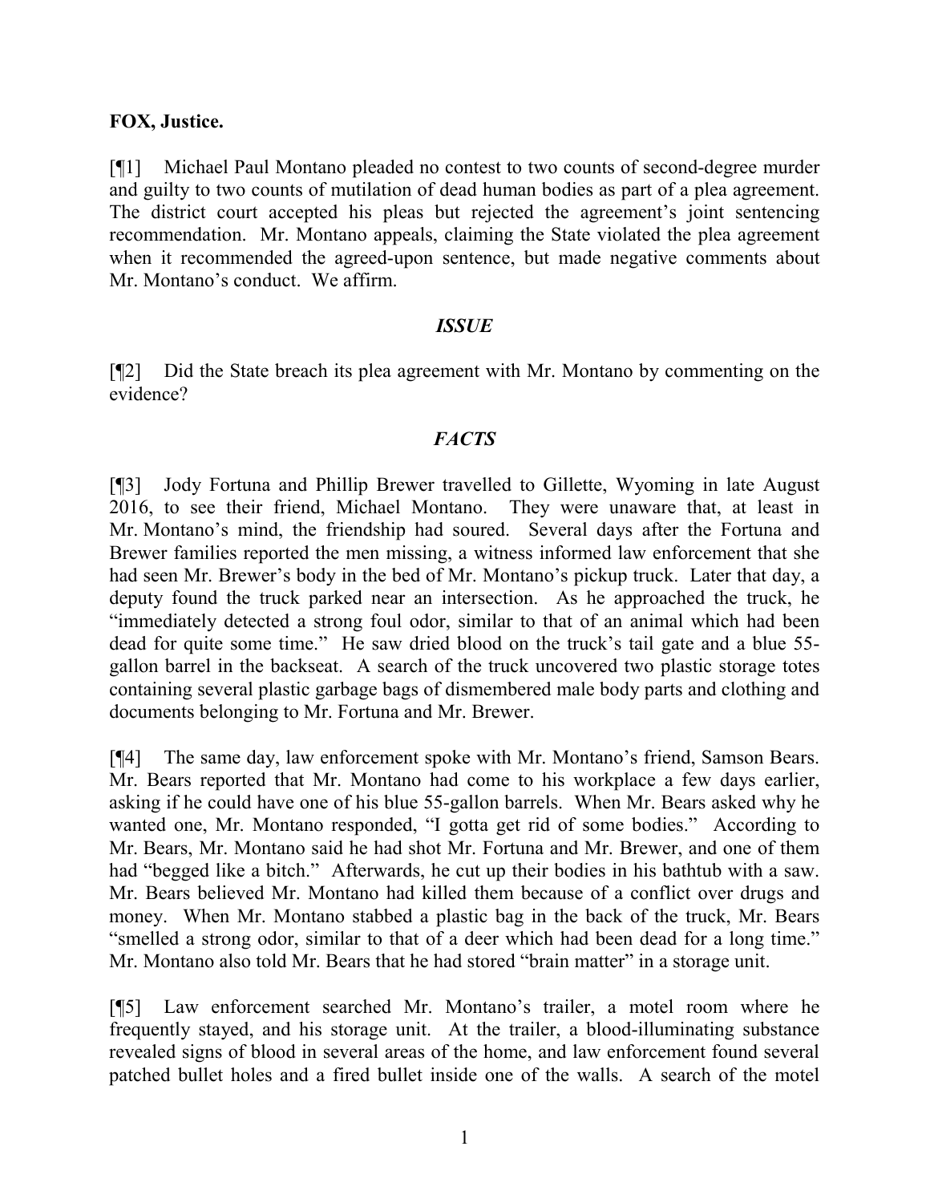**FOX, Justice.**

[¶1] Michael Paul Montano pleaded no contest to two counts of second-degree murder and guilty to two counts of mutilation of dead human bodies as part of a plea agreement. The district court accepted his pleas but rejected the agreement's joint sentencing recommendation. Mr. Montano appeals, claiming the State violated the plea agreement when it recommended the agreed-upon sentence, but made negative comments about Mr. Montano's conduct. We affirm.

### *ISSUE*

[¶2] Did the State breach its plea agreement with Mr. Montano by commenting on the evidence?

### *FACTS*

[¶3] Jody Fortuna and Phillip Brewer travelled to Gillette, Wyoming in late August 2016, to see their friend, Michael Montano. They were unaware that, at least in Mr. Montano's mind, the friendship had soured. Several days after the Fortuna and Brewer families reported the men missing, a witness informed law enforcement that she had seen Mr. Brewer's body in the bed of Mr. Montano's pickup truck. Later that day, a deputy found the truck parked near an intersection. As he approached the truck, he "immediately detected a strong foul odor, similar to that of an animal which had been dead for quite some time." He saw dried blood on the truck's tail gate and a blue 55-gallon barrel in the backseat. A search of the truck uncovered two plastic storage totes containing several plastic garbage bags of dismembered male body parts and clothing and documents belonging to Mr. Fortuna and Mr. Brewer.

[¶4] The same day, law enforcement spoke with Mr. Montano's friend, Samson Bears. Mr. Bears reported that Mr. Montano had come to his workplace a few days earlier, asking if he could have one of his blue 55-gallon barrels. When Mr. Bears asked why he wanted one, Mr. Montano responded, "I gotta get rid of some bodies." According to Mr. Bears, Mr. Montano said he had shot Mr. Fortuna and Mr. Brewer, and one of them had "begged like a bitch." Afterwards, he cut up their bodies in his bathtub with a saw. Mr. Bears believed Mr. Montano had killed them because of a conflict over drugs and money. When Mr. Montano stabbed a plastic bag in the back of the truck, Mr. Bears "smelled a strong odor, similar to that of a deer which had been dead for a long time." Mr. Montano also told Mr. Bears that he had stored "brain matter" in a storage unit.

[¶5] Law enforcement searched Mr. Montano's trailer, a motel room where he frequently stayed, and his storage unit. At the trailer, a blood-illuminating substance revealed signs of blood in several areas of the home, and law enforcement found several patched bullet holes and a fired bullet inside one of the walls. A search of the motel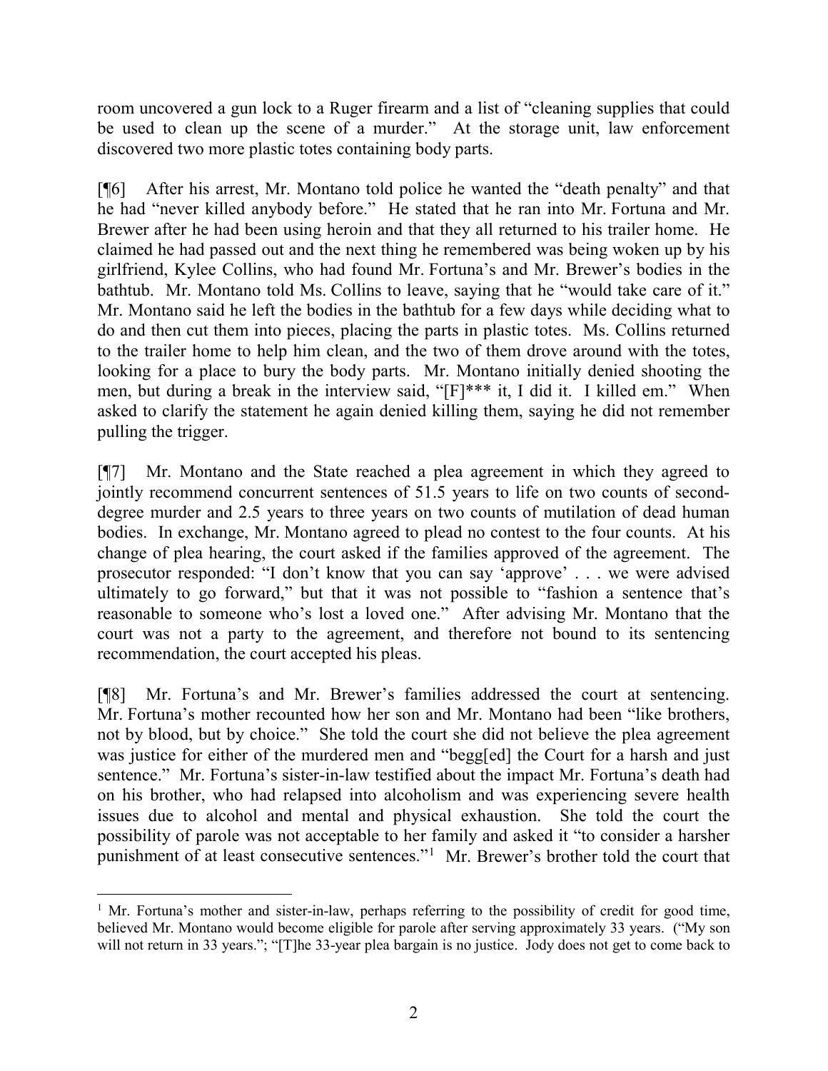room uncovered a gun lock to a Ruger firearm and a list of "cleaning supplies that could be used to clean up the scene of a murder." At the storage unit, law enforcement discovered two more plastic totes containing body parts.

[¶6] After his arrest, Mr. Montano told police he wanted the "death penalty" and that he had "never killed anybody before." He stated that he ran into Mr. Fortuna and Mr. Brewer after he had been using heroin and that they all returned to his trailer home. He claimed he had passed out and the next thing he remembered was being woken up by his girlfriend, Kylee Collins, who had found Mr. Fortuna's and Mr. Brewer's bodies in the bathtub. Mr. Montano told Ms. Collins to leave, saying that he "would take care of it." Mr. Montano said he left the bodies in the bathtub for a few days while deciding what to do and then cut them into pieces, placing the parts in plastic totes. Ms. Collins returned to the trailer home to help him clean, and the two of them drove around with the totes, looking for a place to bury the body parts. Mr. Montano initially denied shooting the men, but during a break in the interview said, "[F]*** it, I did it. I killed em." When asked to clarify the statement he again denied killing them, saying he did not remember pulling the trigger.

[¶7] Mr. Montano and the State reached a plea agreement in which they agreed to jointly recommend concurrent sentences of 51.5 years to life on two counts of second-degree murder and 2.5 years to three years on two counts of mutilation of dead human bodies. In exchange, Mr. Montano agreed to plead no contest to the four counts. At his change of plea hearing, the court asked if the families approved of the agreement. The prosecutor responded: "I don't know that you can say 'approve' . . . we were advised ultimately to go forward," but that it was not possible to "fashion a sentence that's reasonable to someone who's lost a loved one." After advising Mr. Montano that the court was not a party to the agreement, and therefore not bound to its sentencing recommendation, the court accepted his pleas.

[¶8] Mr. Fortuna's and Mr. Brewer's families addressed the court at sentencing. Mr. Fortuna's mother recounted how her son and Mr. Montano had been "like brothers, not by blood, but by choice." She told the court she did not believe the plea agreement was justice for either of the murdered men and "begg[ed] the Court for a harsh and just sentence." Mr. Fortuna's sister-in-law testified about the impact Mr. Fortuna's death had on his brother, who had relapsed into alcoholism and was experiencing severe health issues due to alcohol and mental and physical exhaustion. She told the court the possibility of parole was not acceptable to her family and asked it "to consider a harsher punishment of at least consecutive sentences."[1] Mr. Brewer's brother told the court that

[1] Mr. Fortuna's mother and sister-in-law, perhaps referring to the possibility of credit for good time, believed Mr. Montano would become eligible for parole after serving approximately 33 years. ("My son will not return in 33 years."; "[T]he 33-year plea bargain is no justice. Jody does not get to come back to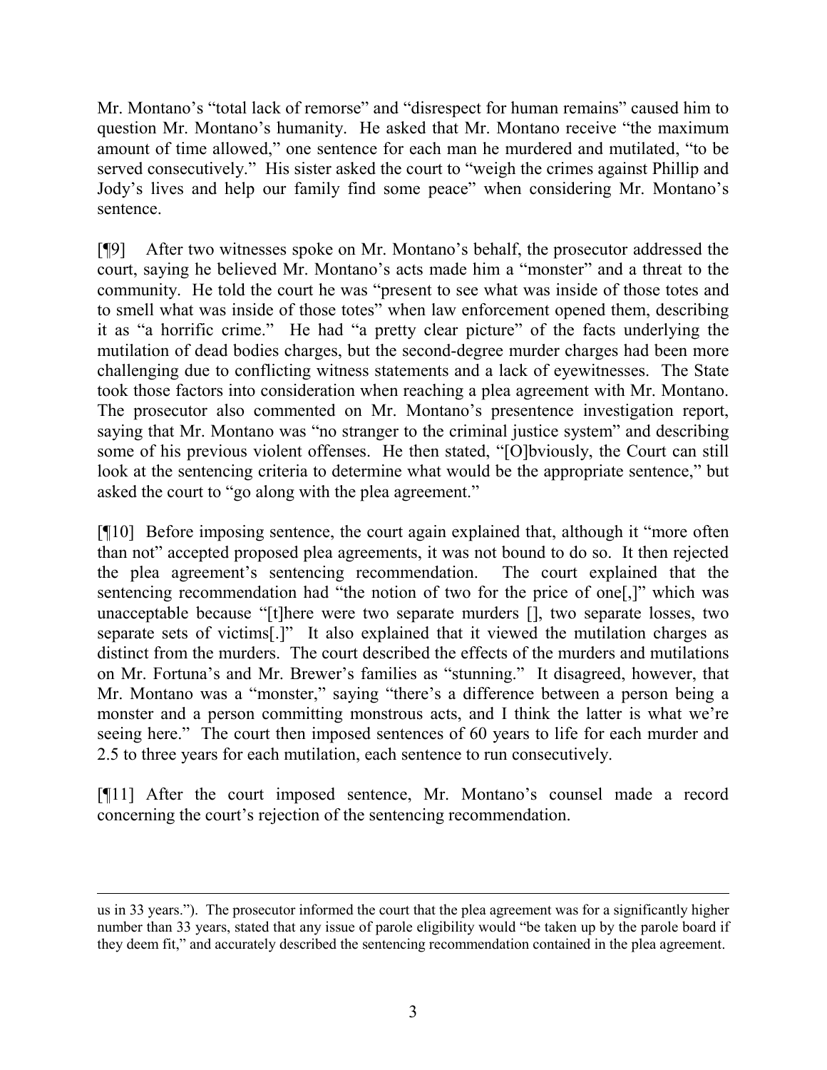Mr. Montano's "total lack of remorse" and "disrespect for human remains" caused him to question Mr. Montano's humanity. He asked that Mr. Montano receive "the maximum amount of time allowed," one sentence for each man he murdered and mutilated, "to be served consecutively." His sister asked the court to "weigh the crimes against Phillip and Jody's lives and help our family find some peace" when considering Mr. Montano's sentence.

[¶9] After two witnesses spoke on Mr. Montano's behalf, the prosecutor addressed the court, saying he believed Mr. Montano's acts made him a "monster" and a threat to the community. He told the court he was "present to see what was inside of those totes and to smell what was inside of those totes" when law enforcement opened them, describing it as "a horrific crime." He had "a pretty clear picture" of the facts underlying the mutilation of dead bodies charges, but the second-degree murder charges had been more challenging due to conflicting witness statements and a lack of eyewitnesses. The State took those factors into consideration when reaching a plea agreement with Mr. Montano. The prosecutor also commented on Mr. Montano's presentence investigation report, saying that Mr. Montano was "no stranger to the criminal justice system" and describing some of his previous violent offenses. He then stated, "[O]bviously, the Court can still look at the sentencing criteria to determine what would be the appropriate sentence," but asked the court to "go along with the plea agreement."

[¶10] Before imposing sentence, the court again explained that, although it "more often than not" accepted proposed plea agreements, it was not bound to do so. It then rejected the plea agreement's sentencing recommendation. The court explained that the sentencing recommendation had "the notion of two for the price of one[,]" which was unacceptable because "[t]here were two separate murders [], two separate losses, two separate sets of victims[.]" It also explained that it viewed the mutilation charges as distinct from the murders. The court described the effects of the murders and mutilations on Mr. Fortuna's and Mr. Brewer's families as "stunning." It disagreed, however, that Mr. Montano was a "monster," saying "there's a difference between a person being a monster and a person committing monstrous acts, and I think the latter is what we're seeing here." The court then imposed sentences of 60 years to life for each murder and 2.5 to three years for each mutilation, each sentence to run consecutively.

[¶11] After the court imposed sentence, Mr. Montano's counsel made a record concerning the court's rejection of the sentencing recommendation.

---

us in 33 years."). The prosecutor informed the court that the plea agreement was for a significantly higher number than 33 years, stated that any issue of parole eligibility would "be taken up by the parole board if they deem fit," and accurately described the sentencing recommendation contained in the plea agreement.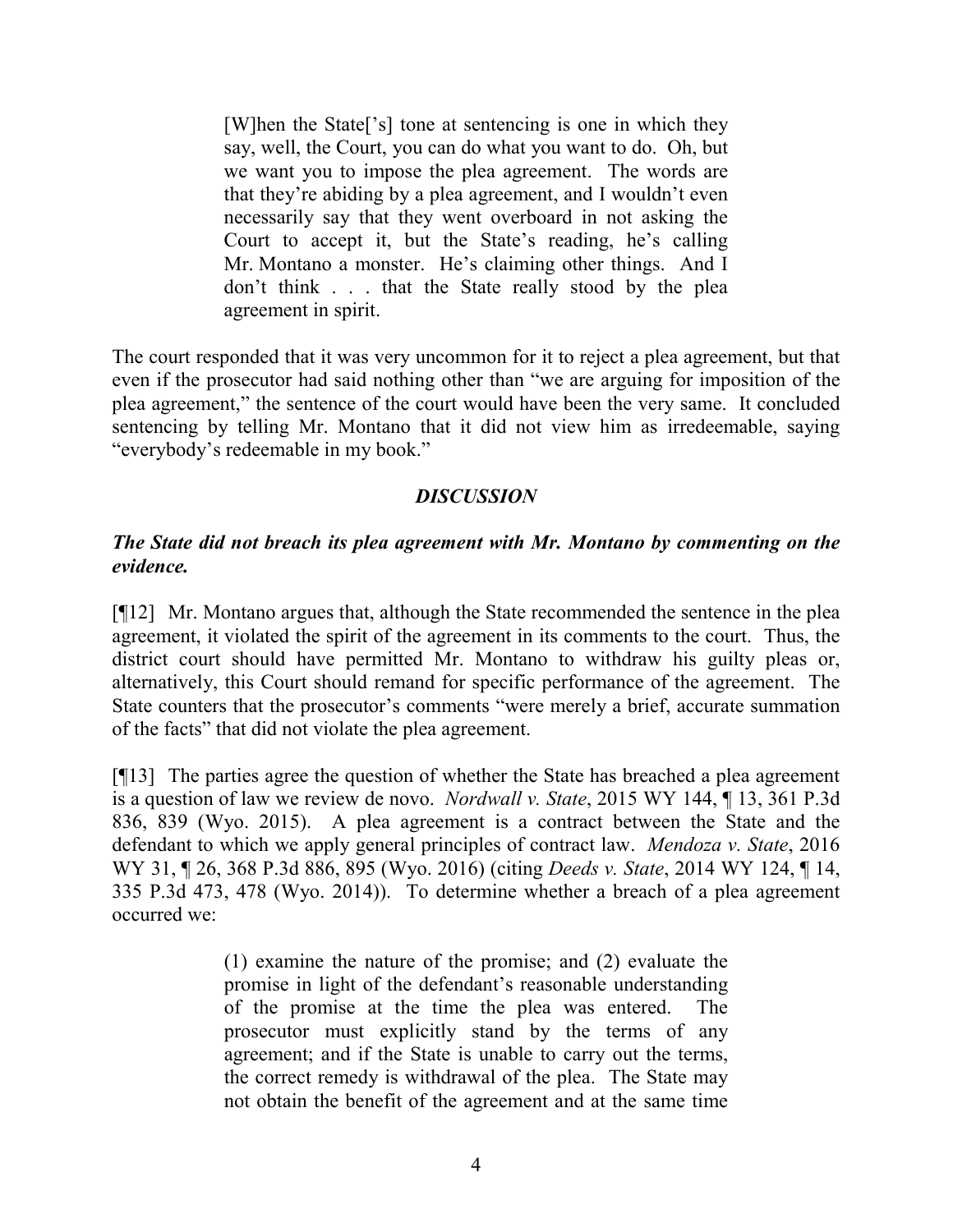> [W]hen the State['s] tone at sentencing is one in which they say, well, the Court, you can do what you want to do. Oh, but we want you to impose the plea agreement. The words are that they're abiding by a plea agreement, and I wouldn't even necessarily say that they went overboard in not asking the Court to accept it, but the State's reading, he's calling Mr. Montano a monster. He's claiming other things. And I don't think . . . that the State really stood by the plea agreement in spirit.

The court responded that it was very uncommon for it to reject a plea agreement, but that even if the prosecutor had said nothing other than "we are arguing for imposition of the plea agreement," the sentence of the court would have been the very same. It concluded sentencing by telling Mr. Montano that it did not view him as irredeemable, saying "everybody's redeemable in my book."

## *DISCUSSION*

### *The State did not breach its plea agreement with Mr. Montano by commenting on the evidence.*

[¶12] Mr. Montano argues that, although the State recommended the sentence in the plea agreement, it violated the spirit of the agreement in its comments to the court. Thus, the district court should have permitted Mr. Montano to withdraw his guilty pleas or, alternatively, this Court should remand for specific performance of the agreement. The State counters that the prosecutor's comments "were merely a brief, accurate summation of the facts" that did not violate the plea agreement.

[¶13] The parties agree the question of whether the State has breached a plea agreement is a question of law we review de novo. *Nordwall v. State*, 2015 WY 144, ¶ 13, 361 P.3d 836, 839 (Wyo. 2015). A plea agreement is a contract between the State and the defendant to which we apply general principles of contract law. *Mendoza v. State*, 2016 WY 31, ¶ 26, 368 P.3d 886, 895 (Wyo. 2016) (citing *Deeds v. State*, 2014 WY 124, ¶ 14, 335 P.3d 473, 478 (Wyo. 2014)). To determine whether a breach of a plea agreement occurred we:

> (1) examine the nature of the promise; and (2) evaluate the promise in light of the defendant's reasonable understanding of the promise at the time the plea was entered. The prosecutor must explicitly stand by the terms of any agreement; and if the State is unable to carry out the terms, the correct remedy is withdrawal of the plea. The State may not obtain the benefit of the agreement and at the same time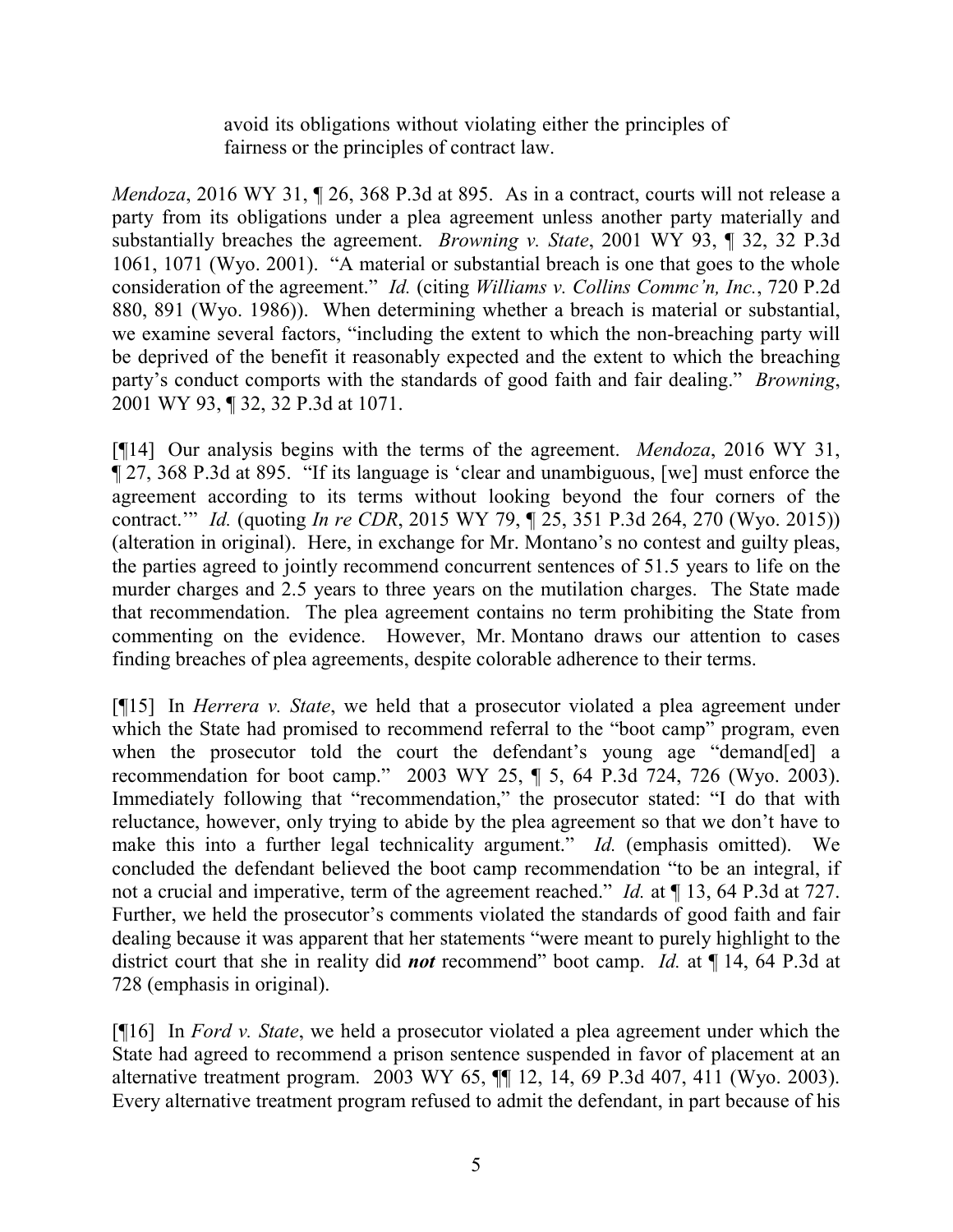> avoid its obligations without violating either the principles of fairness or the principles of contract law.

*Mendoza*, 2016 WY 31, ¶ 26, 368 P.3d at 895. As in a contract, courts will not release a party from its obligations under a plea agreement unless another party materially and substantially breaches the agreement. *Browning v. State*, 2001 WY 93, ¶ 32, 32 P.3d 1061, 1071 (Wyo. 2001). "A material or substantial breach is one that goes to the whole consideration of the agreement." *Id.* (citing *Williams v. Collins Commc'n, Inc.*, 720 P.2d 880, 891 (Wyo. 1986)). When determining whether a breach is material or substantial, we examine several factors, "including the extent to which the non-breaching party will be deprived of the benefit it reasonably expected and the extent to which the breaching party's conduct comports with the standards of good faith and fair dealing." *Browning*, 2001 WY 93, ¶ 32, 32 P.3d at 1071.

[¶14] Our analysis begins with the terms of the agreement. *Mendoza*, 2016 WY 31, ¶ 27, 368 P.3d at 895. "If its language is 'clear and unambiguous, [we] must enforce the agreement according to its terms without looking beyond the four corners of the contract.'" *Id.* (quoting *In re CDR*, 2015 WY 79, ¶ 25, 351 P.3d 264, 270 (Wyo. 2015)) (alteration in original). Here, in exchange for Mr. Montano's no contest and guilty pleas, the parties agreed to jointly recommend concurrent sentences of 51.5 years to life on the murder charges and 2.5 years to three years on the mutilation charges. The State made that recommendation. The plea agreement contains no term prohibiting the State from commenting on the evidence. However, Mr. Montano draws our attention to cases finding breaches of plea agreements, despite colorable adherence to their terms.

[¶15] In *Herrera v. State*, we held that a prosecutor violated a plea agreement under which the State had promised to recommend referral to the "boot camp" program, even when the prosecutor told the court the defendant's young age "demand[ed] a recommendation for boot camp." 2003 WY 25, ¶ 5, 64 P.3d 724, 726 (Wyo. 2003). Immediately following that "recommendation," the prosecutor stated: "I do that with reluctance, however, only trying to abide by the plea agreement so that we don't have to make this into a further legal technicality argument." *Id.* (emphasis omitted). We concluded the defendant believed the boot camp recommendation "to be an integral, if not a crucial and imperative, term of the agreement reached." *Id.* at ¶ 13, 64 P.3d at 727. Further, we held the prosecutor's comments violated the standards of good faith and fair dealing because it was apparent that her statements "were meant to purely highlight to the district court that she in reality did ***not*** recommend" boot camp. *Id.* at ¶ 14, 64 P.3d at 728 (emphasis in original).

[¶16] In *Ford v. State*, we held a prosecutor violated a plea agreement under which the State had agreed to recommend a prison sentence suspended in favor of placement at an alternative treatment program. 2003 WY 65, ¶¶ 12, 14, 69 P.3d 407, 411 (Wyo. 2003). Every alternative treatment program refused to admit the defendant, in part because of his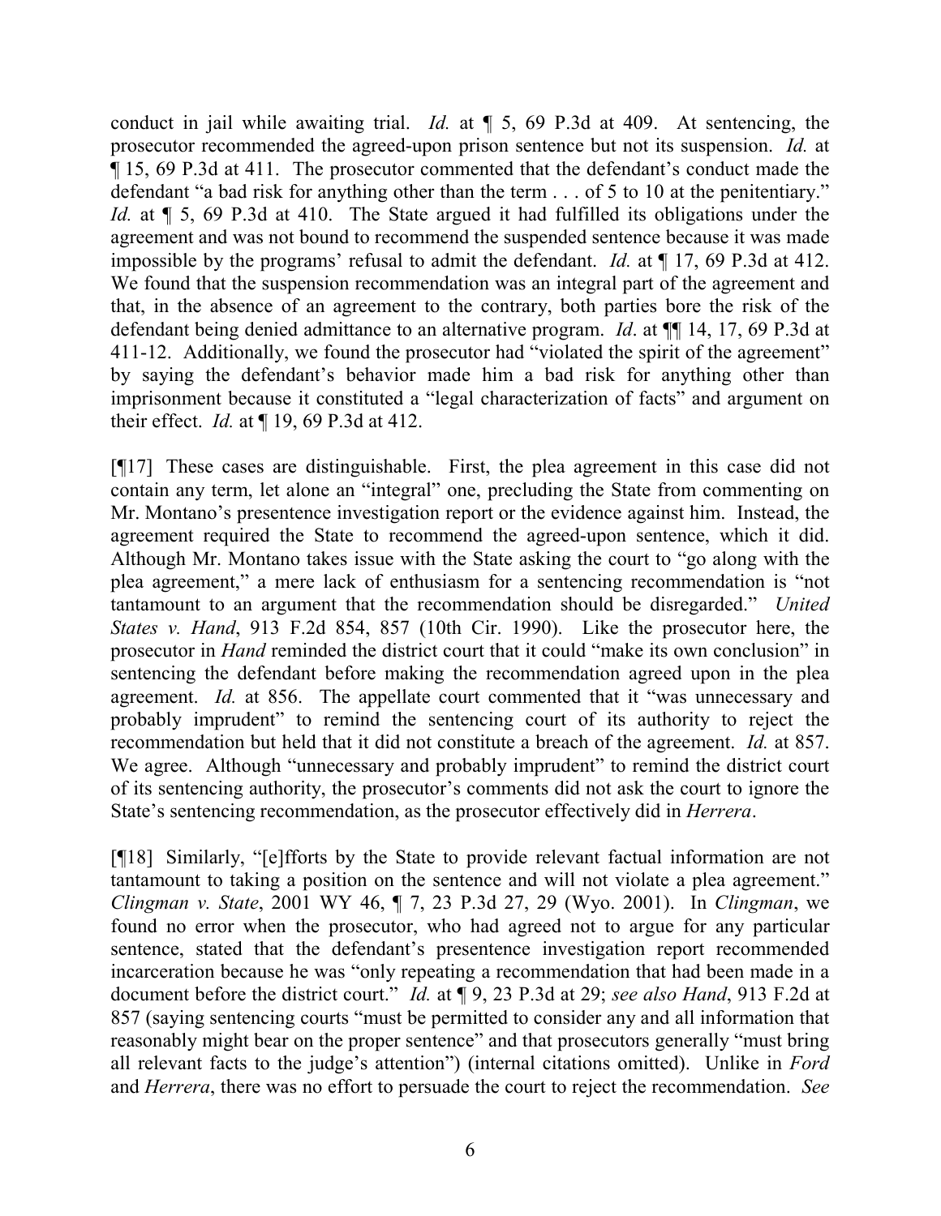conduct in jail while awaiting trial. *Id.* at ¶ 5, 69 P.3d at 409. At sentencing, the prosecutor recommended the agreed-upon prison sentence but not its suspension. *Id.* at ¶ 15, 69 P.3d at 411. The prosecutor commented that the defendant's conduct made the defendant "a bad risk for anything other than the term . . . of 5 to 10 at the penitentiary." *Id.* at ¶ 5, 69 P.3d at 410. The State argued it had fulfilled its obligations under the agreement and was not bound to recommend the suspended sentence because it was made impossible by the programs' refusal to admit the defendant. *Id.* at ¶ 17, 69 P.3d at 412. We found that the suspension recommendation was an integral part of the agreement and that, in the absence of an agreement to the contrary, both parties bore the risk of the defendant being denied admittance to an alternative program. *Id*. at ¶¶ 14, 17, 69 P.3d at 411-12. Additionally, we found the prosecutor had "violated the spirit of the agreement" by saying the defendant's behavior made him a bad risk for anything other than imprisonment because it constituted a "legal characterization of facts" and argument on their effect. *Id.* at ¶ 19, 69 P.3d at 412.

[¶17] These cases are distinguishable. First, the plea agreement in this case did not contain any term, let alone an "integral" one, precluding the State from commenting on Mr. Montano's presentence investigation report or the evidence against him. Instead, the agreement required the State to recommend the agreed-upon sentence, which it did. Although Mr. Montano takes issue with the State asking the court to "go along with the plea agreement," a mere lack of enthusiasm for a sentencing recommendation is "not tantamount to an argument that the recommendation should be disregarded." *United States v. Hand*, 913 F.2d 854, 857 (10th Cir. 1990). Like the prosecutor here, the prosecutor in *Hand* reminded the district court that it could "make its own conclusion" in sentencing the defendant before making the recommendation agreed upon in the plea agreement. *Id.* at 856. The appellate court commented that it "was unnecessary and probably imprudent" to remind the sentencing court of its authority to reject the recommendation but held that it did not constitute a breach of the agreement. *Id.* at 857. We agree. Although "unnecessary and probably imprudent" to remind the district court of its sentencing authority, the prosecutor's comments did not ask the court to ignore the State's sentencing recommendation, as the prosecutor effectively did in *Herrera*.

[¶18] Similarly, "[e]fforts by the State to provide relevant factual information are not tantamount to taking a position on the sentence and will not violate a plea agreement." *Clingman v. State*, 2001 WY 46, ¶ 7, 23 P.3d 27, 29 (Wyo. 2001). In *Clingman*, we found no error when the prosecutor, who had agreed not to argue for any particular sentence, stated that the defendant's presentence investigation report recommended incarceration because he was "only repeating a recommendation that had been made in a document before the district court." *Id.* at ¶ 9, 23 P.3d at 29; *see also Hand*, 913 F.2d at 857 (saying sentencing courts "must be permitted to consider any and all information that reasonably might bear on the proper sentence" and that prosecutors generally "must bring all relevant facts to the judge's attention") (internal citations omitted). Unlike in *Ford* and *Herrera*, there was no effort to persuade the court to reject the recommendation. *See*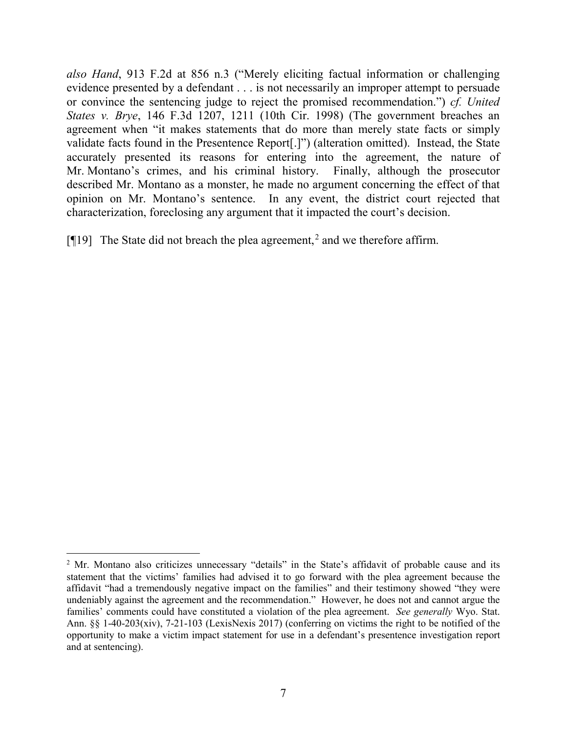*also Hand*, 913 F.2d at 856 n.3 ("Merely eliciting factual information or challenging evidence presented by a defendant . . . is not necessarily an improper attempt to persuade or convince the sentencing judge to reject the promised recommendation.") *cf. United States v. Brye*, 146 F.3d 1207, 1211 (10th Cir. 1998) (The government breaches an agreement when "it makes statements that do more than merely state facts or simply validate facts found in the Presentence Report[.]") (alteration omitted). Instead, the State accurately presented its reasons for entering into the agreement, the nature of Mr. Montano's crimes, and his criminal history. Finally, although the prosecutor described Mr. Montano as a monster, he made no argument concerning the effect of that opinion on Mr. Montano's sentence. In any event, the district court rejected that characterization, foreclosing any argument that it impacted the court's decision.

[¶19] The State did not breach the plea agreement,[2] and we therefore affirm.

---

[2] Mr. Montano also criticizes unnecessary "details" in the State's affidavit of probable cause and its statement that the victims' families had advised it to go forward with the plea agreement because the affidavit "had a tremendously negative impact on the families" and their testimony showed "they were undeniably against the agreement and the recommendation." However, he does not and cannot argue the families' comments could have constituted a violation of the plea agreement. *See generally* Wyo. Stat. Ann. §§ 1-40-203(xiv), 7-21-103 (LexisNexis 2017) (conferring on victims the right to be notified of the opportunity to make a victim impact statement for use in a defendant's presentence investigation report and at sentencing).